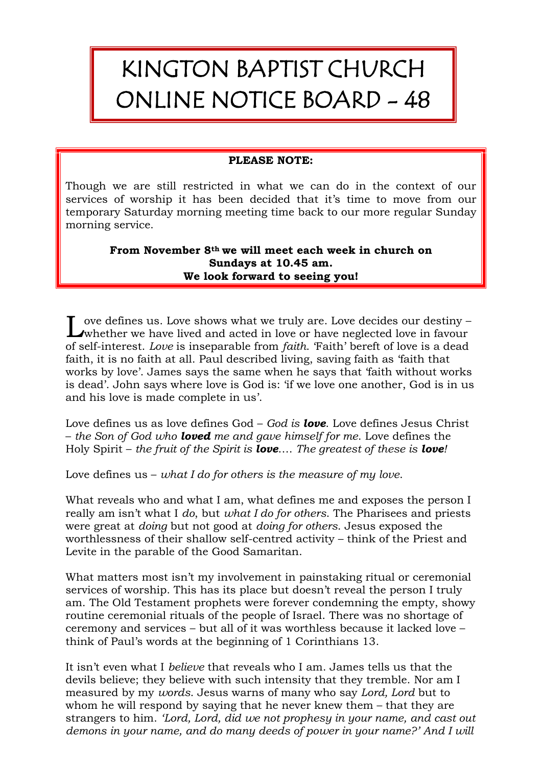# KINGTON BAPTIST CHURCH ONLINE NOTICE BOARD - 48

**PLEASE NOTE:**

Though we are still restricted in what we can do in the context of our services of worship it has been decided that it's time to move from our temporary Saturday morning meeting time back to our more regular Sunday morning service.

**From November 8th we will meet each week in church on Sundays at 10.45 am.**
**We look forward to seeing you!**

Love defines us. Love shows what we truly are. Love decides our destiny – whether we have lived and acted in love or have neglected love in favour of self-interest. *Love* is inseparable from *faith*. 'Faith' bereft of love is a dead faith, it is no faith at all. Paul described living, saving faith as 'faith that works by love'. James says the same when he says that 'faith without works is dead'. John says where love is God is: 'if we love one another, God is in us and his love is made complete in us'.

Love defines us as love defines God – *God is **love***. Love defines Jesus Christ – *the Son of God who **loved** me and gave himself for me*. Love defines the Holy Spirit – *the fruit of the Spirit is **love**.... The greatest of these is **love**!*

Love defines us – *what I do for others is the measure of my love*.

What reveals who and what I am, what defines me and exposes the person I really am isn't what I *do*, but *what I do for others*. The Pharisees and priests were great at *doing* but not good at *doing for others*. Jesus exposed the worthlessness of their shallow self-centred activity – think of the Priest and Levite in the parable of the Good Samaritan.

What matters most isn't my involvement in painstaking ritual or ceremonial services of worship. This has its place but doesn't reveal the person I truly am. The Old Testament prophets were forever condemning the empty, showy routine ceremonial rituals of the people of Israel. There was no shortage of ceremony and services – but all of it was worthless because it lacked love – think of Paul's words at the beginning of 1 Corinthians 13.

It isn't even what I *believe* that reveals who I am. James tells us that the devils believe; they believe with such intensity that they tremble. Nor am I measured by my *words*. Jesus warns of many who say *Lord, Lord* but to whom he will respond by saying that he never knew them – that they are strangers to him. *'Lord, Lord, did we not prophesy in your name, and cast out demons in your name, and do many deeds of power in your name?' And I will*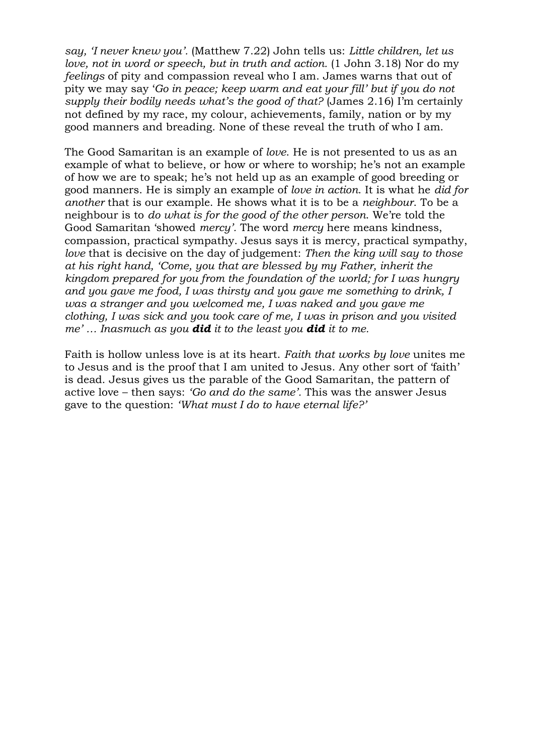*say, 'I never knew you'.* (Matthew 7.22) John tells us: *Little children, let us love, not in word or speech, but in truth and action.* (1 John 3.18) Nor do my *feelings* of pity and compassion reveal who I am. James warns that out of pity we may say '*Go in peace; keep warm and eat your fill' but if you do not supply their bodily needs what's the good of that?* (James 2.16) I'm certainly not defined by my race, my colour, achievements, family, nation or by my good manners and breading. None of these reveal the truth of who I am.

The Good Samaritan is an example of *love*. He is not presented to us as an example of what to believe, or how or where to worship; he's not an example of how we are to speak; he's not held up as an example of good breeding or good manners. He is simply an example of *love in action*. It is what he *did for another* that is our example. He shows what it is to be a *neighbour*. To be a neighbour is to *do what is for the good of the other person*. We're told the Good Samaritan 'showed *mercy'*. The word *mercy* here means kindness, compassion, practical sympathy. Jesus says it is mercy, practical sympathy, *love* that is decisive on the day of judgement: *Then the king will say to those at his right hand, 'Come, you that are blessed by my Father, inherit the kingdom prepared for you from the foundation of the world; for I was hungry and you gave me food, I was thirsty and you gave me something to drink, I was a stranger and you welcomed me, I was naked and you gave me clothing, I was sick and you took care of me, I was in prison and you visited me' … Inasmuch as you **did** it to the least you **did** it to me.*

Faith is hollow unless love is at its heart. *Faith that works by love* unites me to Jesus and is the proof that I am united to Jesus. Any other sort of 'faith' is dead. Jesus gives us the parable of the Good Samaritan, the pattern of active love – then says: *'Go and do the same'*. This was the answer Jesus gave to the question: *'What must I do to have eternal life?'*